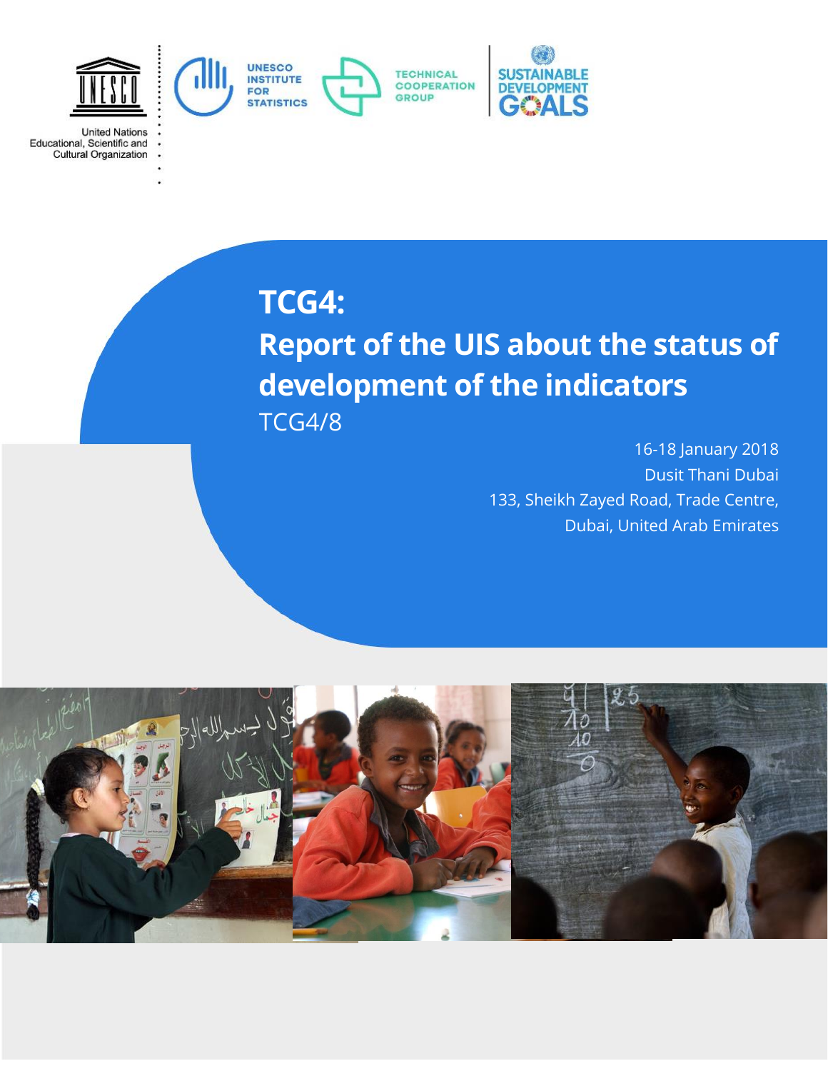United Nations
Educational, Scientific and
Cultural Organization

UNESCO INSTITUTE FOR STATISTICS

TECHNICAL COOPERATION GROUP

SUSTAINABLE DEVELOPMENT GOALS

# TCG4:
# Report of the UIS about the status of development of the indicators

TCG4/8

16-18 January 2018
Dusit Thani Dubai
133, Sheikh Zayed Road, Trade Centre,
Dubai, United Arab Emirates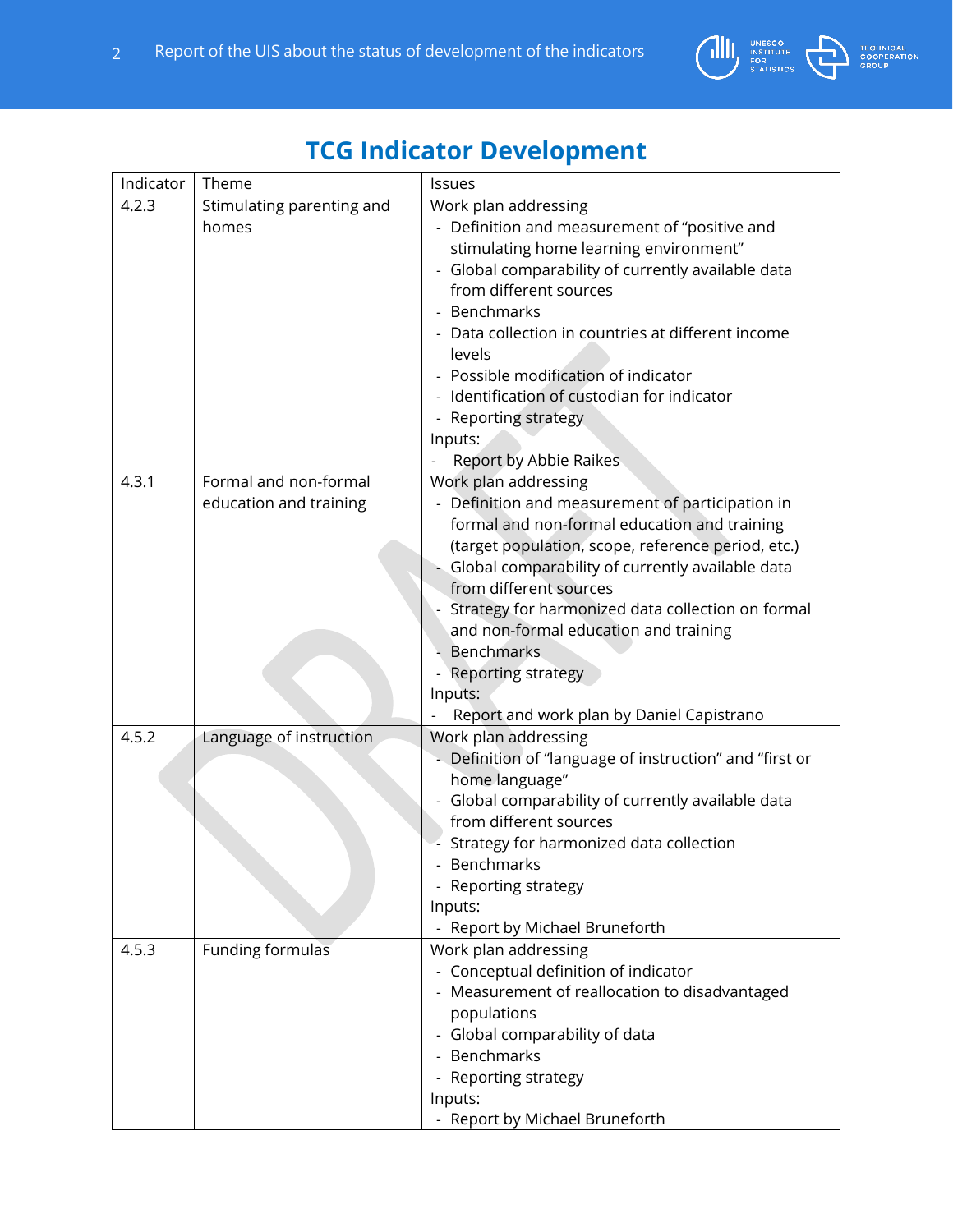# TCG Indicator Development

| Indicator | Theme | Issues |
|---|---|---|
| 4.2.3 | Stimulating parenting and homes | Work plan addressing<br>- Definition and measurement of "positive and stimulating home learning environment"<br>- Global comparability of currently available data from different sources<br>- Benchmarks<br>- Data collection in countries at different income levels<br>- Possible modification of indicator<br>- Identification of custodian for indicator<br>- Reporting strategy<br>Inputs:<br>- Report by Abbie Raikes |
| 4.3.1 | Formal and non-formal education and training | Work plan addressing<br>- Definition and measurement of participation in formal and non-formal education and training (target population, scope, reference period, etc.)<br>- Global comparability of currently available data from different sources<br>- Strategy for harmonized data collection on formal and non-formal education and training<br>- Benchmarks<br>- Reporting strategy<br>Inputs:<br>- Report and work plan by Daniel Capistrano |
| 4.5.2 | Language of instruction | Work plan addressing<br>- Definition of "language of instruction" and "first or home language"<br>- Global comparability of currently available data from different sources<br>- Strategy for harmonized data collection<br>- Benchmarks<br>- Reporting strategy<br>Inputs:<br>- Report by Michael Bruneforth |
| 4.5.3 | Funding formulas | Work plan addressing<br>- Conceptual definition of indicator<br>- Measurement of reallocation to disadvantaged populations<br>- Global comparability of data<br>- Benchmarks<br>- Reporting strategy<br>Inputs:<br>- Report by Michael Bruneforth |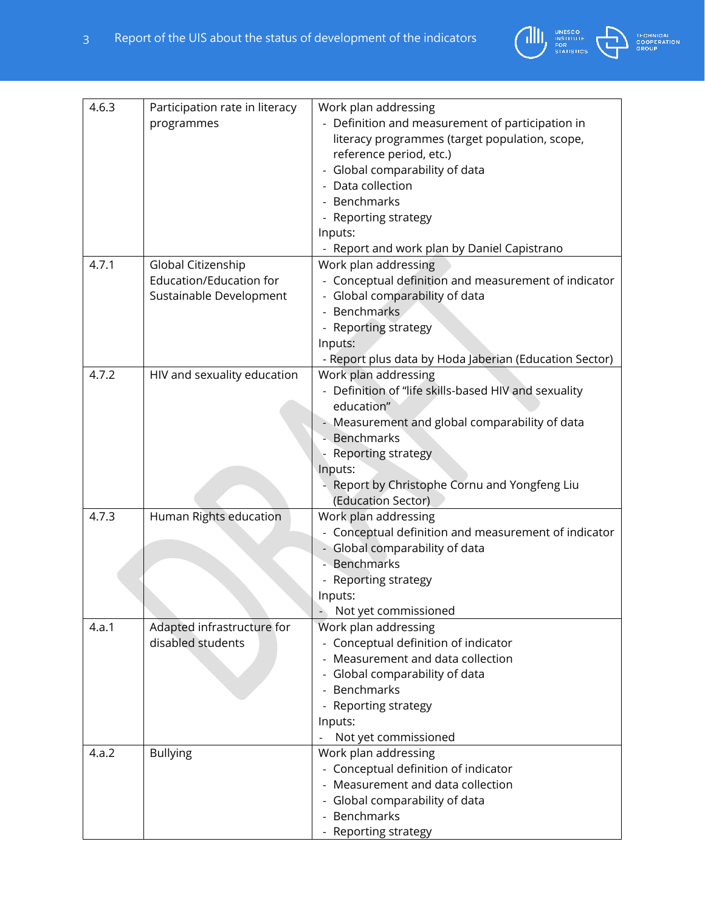| 4.6.3 | Participation rate in literacy programmes | Work plan addressing<br>- Definition and measurement of participation in literacy programmes (target population, scope, reference period, etc.)<br>- Global comparability of data<br>- Data collection<br>- Benchmarks<br>- Reporting strategy<br>Inputs:<br>- Report and work plan by Daniel Capistrano |
|---|---|---|
| 4.7.1 | Global Citizenship Education/Education for Sustainable Development | Work plan addressing<br>- Conceptual definition and measurement of indicator<br>- Global comparability of data<br>- Benchmarks<br>- Reporting strategy<br>Inputs:<br>- Report plus data by Hoda Jaberian (Education Sector) |
| 4.7.2 | HIV and sexuality education | Work plan addressing<br>- Definition of "life skills-based HIV and sexuality education"<br>- Measurement and global comparability of data<br>- Benchmarks<br>- Reporting strategy<br>Inputs:<br>- Report by Christophe Cornu and Yongfeng Liu (Education Sector) |
| 4.7.3 | Human Rights education | Work plan addressing<br>- Conceptual definition and measurement of indicator<br>- Global comparability of data<br>- Benchmarks<br>- Reporting strategy<br>Inputs:<br>- Not yet commissioned |
| 4.a.1 | Adapted infrastructure for disabled students | Work plan addressing<br>- Conceptual definition of indicator<br>- Measurement and data collection<br>- Global comparability of data<br>- Benchmarks<br>- Reporting strategy<br>Inputs:<br>- Not yet commissioned |
| 4.a.2 | Bullying | Work plan addressing<br>- Conceptual definition of indicator<br>- Measurement and data collection<br>- Global comparability of data<br>- Benchmarks<br>- Reporting strategy |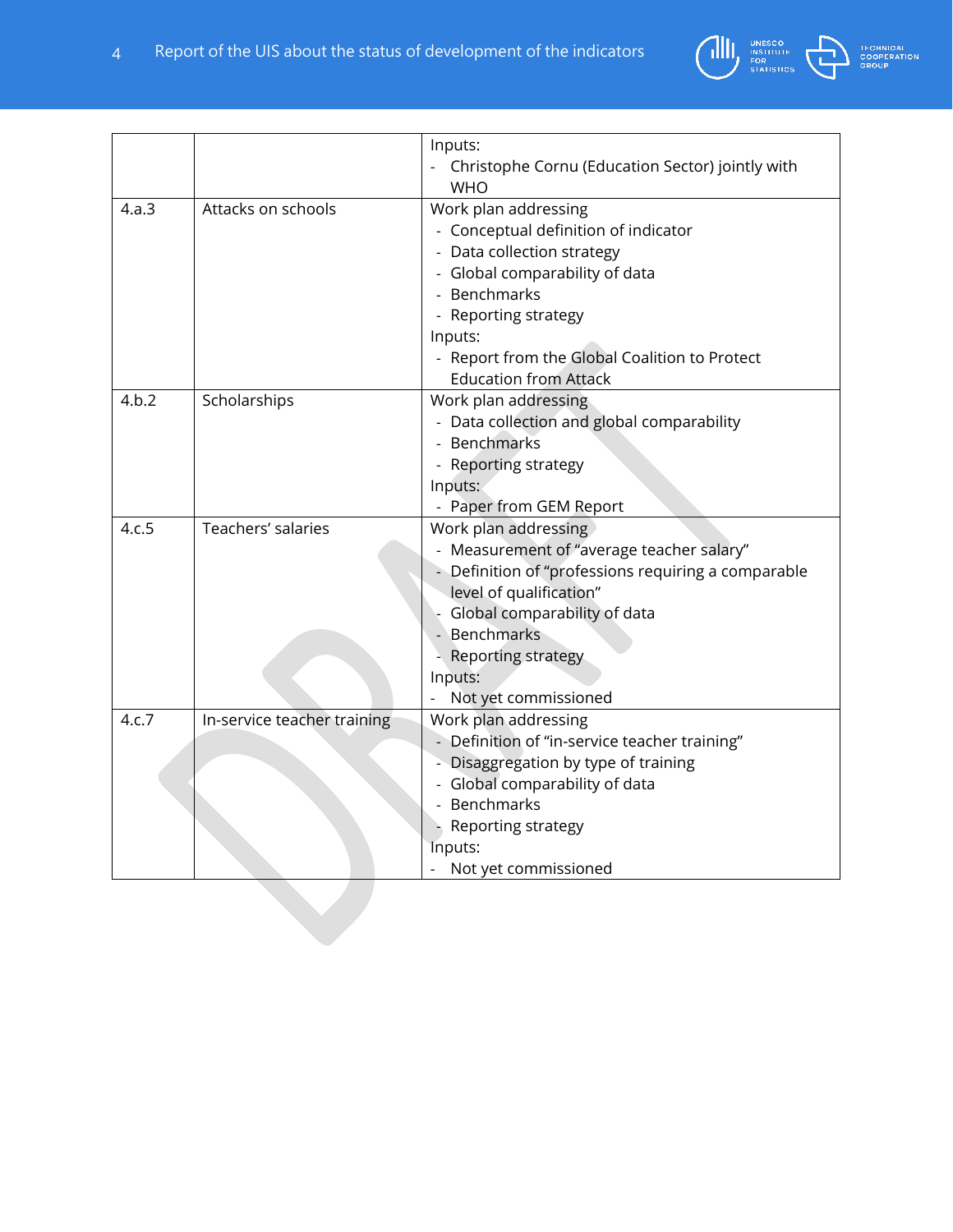| | | |
|---|---|---|
| | | Inputs:<br>- Christophe Cornu (Education Sector) jointly with WHO |
| 4.a.3 | Attacks on schools | Work plan addressing<br>- Conceptual definition of indicator<br>- Data collection strategy<br>- Global comparability of data<br>- Benchmarks<br>- Reporting strategy<br>Inputs:<br>- Report from the Global Coalition to Protect Education from Attack |
| 4.b.2 | Scholarships | Work plan addressing<br>- Data collection and global comparability<br>- Benchmarks<br>- Reporting strategy<br>Inputs:<br>- Paper from GEM Report |
| 4.c.5 | Teachers' salaries | Work plan addressing<br>- Measurement of "average teacher salary"<br>- Definition of "professions requiring a comparable level of qualification"<br>- Global comparability of data<br>- Benchmarks<br>- Reporting strategy<br>Inputs:<br>- Not yet commissioned |
| 4.c.7 | In-service teacher training | Work plan addressing<br>- Definition of "in-service teacher training"<br>- Disaggregation by type of training<br>- Global comparability of data<br>- Benchmarks<br>- Reporting strategy<br>Inputs:<br>- Not yet commissioned |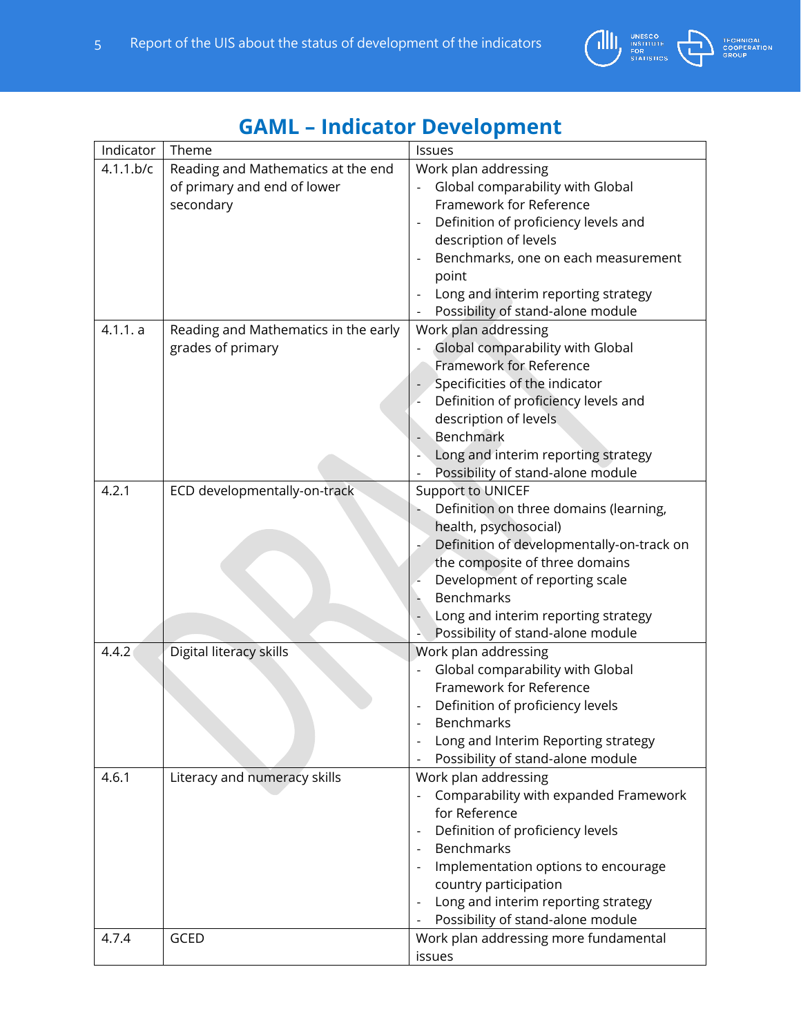# GAML – Indicator Development

| Indicator | Theme | Issues |
|---|---|---|
| 4.1.1.b/c | Reading and Mathematics at the end of primary and end of lower secondary | Work plan addressing<br>- Global comparability with Global Framework for Reference<br>- Definition of proficiency levels and description of levels<br>- Benchmarks, one on each measurement point<br>- Long and interim reporting strategy<br>- Possibility of stand-alone module |
| 4.1.1. a | Reading and Mathematics in the early grades of primary | Work plan addressing<br>- Global comparability with Global Framework for Reference<br>- Specificities of the indicator<br>- Definition of proficiency levels and description of levels<br>- Benchmark<br>- Long and interim reporting strategy<br>- Possibility of stand-alone module |
| 4.2.1 | ECD developmentally-on-track | Support to UNICEF<br>- Definition on three domains (learning, health, psychosocial)<br>- Definition of developmentally-on-track on the composite of three domains<br>- Development of reporting scale<br>- Benchmarks<br>- Long and interim reporting strategy<br>- Possibility of stand-alone module |
| 4.4.2 | Digital literacy skills | Work plan addressing<br>- Global comparability with Global Framework for Reference<br>- Definition of proficiency levels<br>- Benchmarks<br>- Long and Interim Reporting strategy<br>- Possibility of stand-alone module |
| 4.6.1 | Literacy and numeracy skills | Work plan addressing<br>- Comparability with expanded Framework for Reference<br>- Definition of proficiency levels<br>- Benchmarks<br>- Implementation options to encourage country participation<br>- Long and interim reporting strategy<br>- Possibility of stand-alone module |
| 4.7.4 | GCED | Work plan addressing more fundamental issues |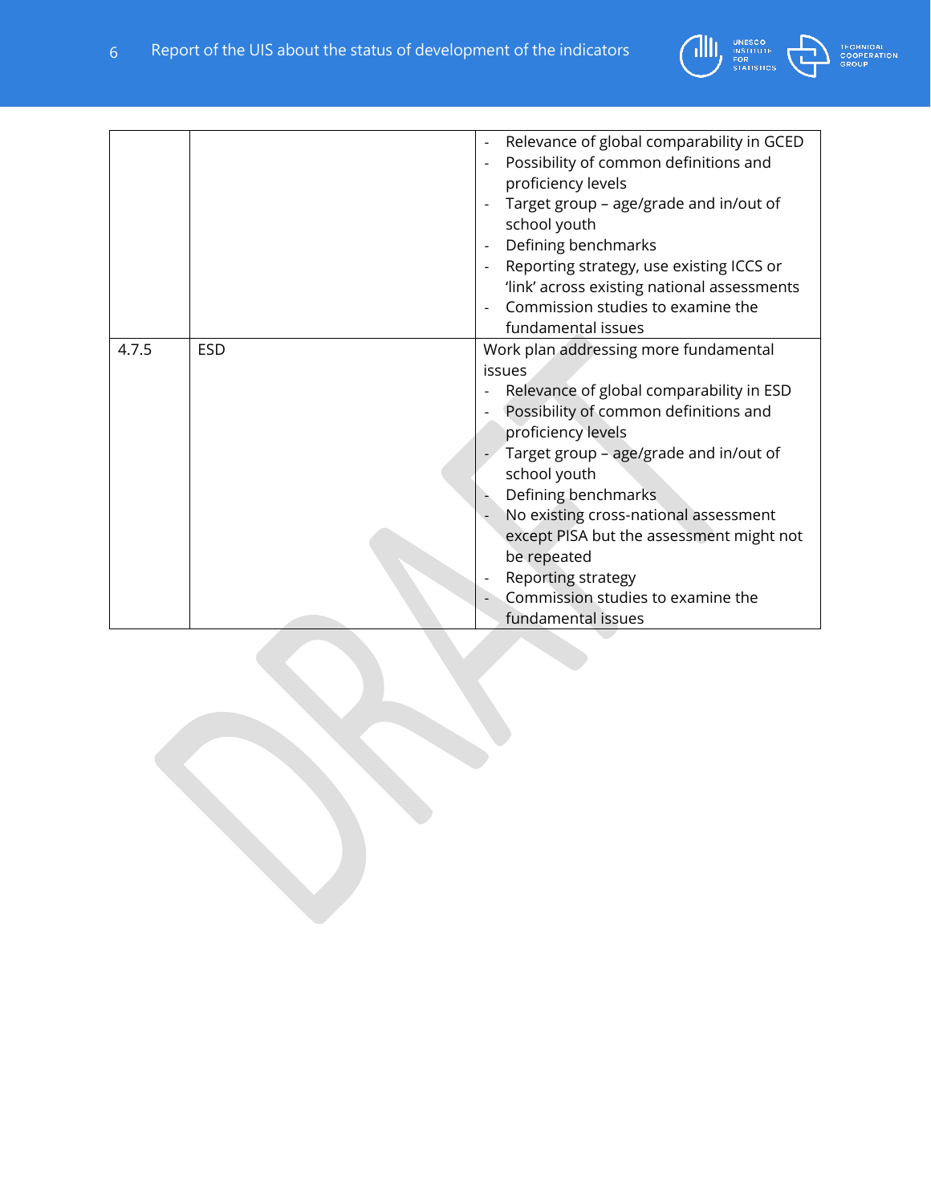| | | |
|---|---|---|
| | | - Relevance of global comparability in GCED<br>- Possibility of common definitions and proficiency levels<br>- Target group – age/grade and in/out of school youth<br>- Defining benchmarks<br>- Reporting strategy, use existing ICCS or 'link' across existing national assessments<br>- Commission studies to examine the fundamental issues |
| 4.7.5 | ESD | Work plan addressing more fundamental issues<br>- Relevance of global comparability in ESD<br>- Possibility of common definitions and proficiency levels<br>- Target group – age/grade and in/out of school youth<br>- Defining benchmarks<br>- No existing cross-national assessment except PISA but the assessment might not be repeated<br>- Reporting strategy<br>- Commission studies to examine the fundamental issues |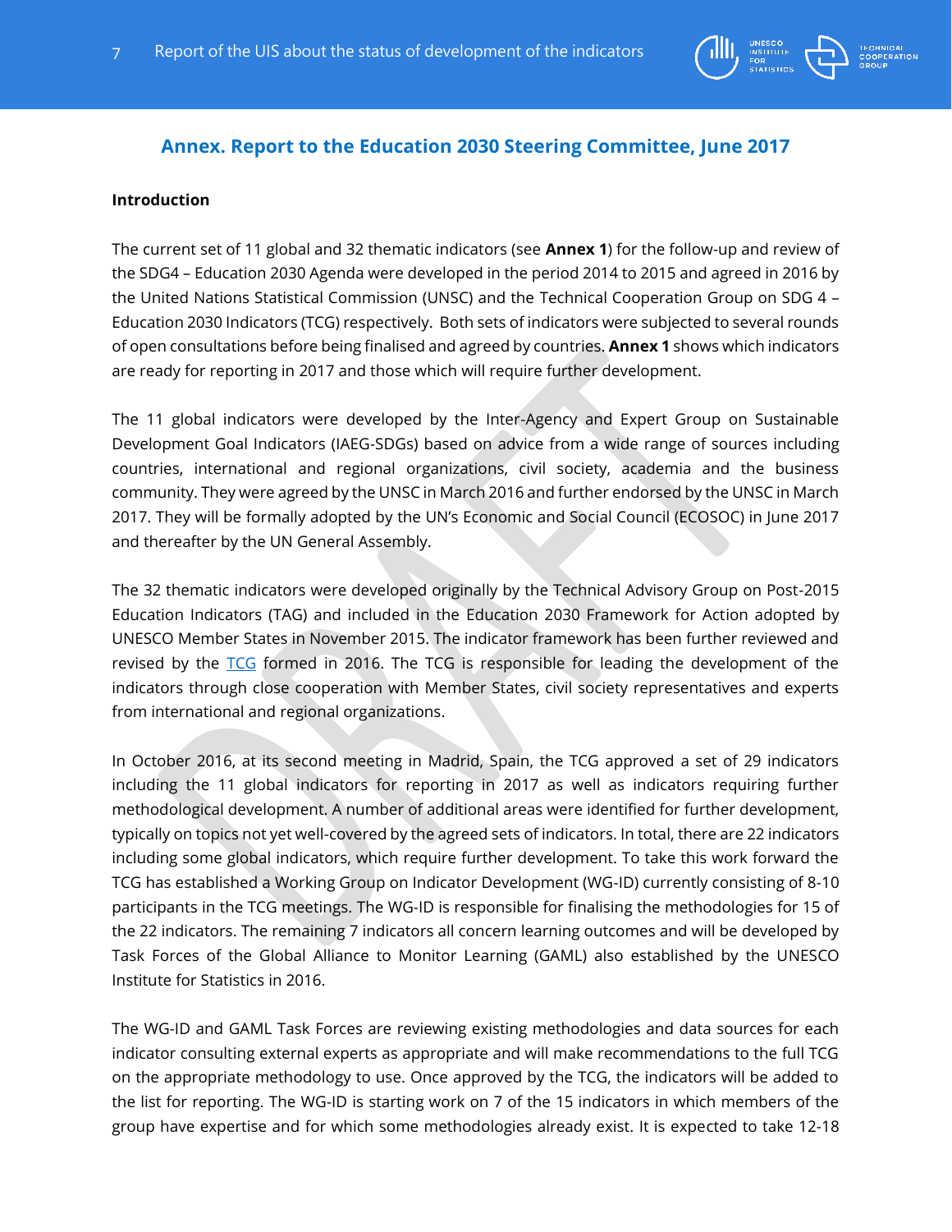## Annex. Report to the Education 2030 Steering Committee, June 2017

**Introduction**

The current set of 11 global and 32 thematic indicators (see **Annex 1**) for the follow-up and review of the SDG4 – Education 2030 Agenda were developed in the period 2014 to 2015 and agreed in 2016 by the United Nations Statistical Commission (UNSC) and the Technical Cooperation Group on SDG 4 – Education 2030 Indicators (TCG) respectively. Both sets of indicators were subjected to several rounds of open consultations before being finalised and agreed by countries. **Annex 1** shows which indicators are ready for reporting in 2017 and those which will require further development.

The 11 global indicators were developed by the Inter-Agency and Expert Group on Sustainable Development Goal Indicators (IAEG-SDGs) based on advice from a wide range of sources including countries, international and regional organizations, civil society, academia and the business community. They were agreed by the UNSC in March 2016 and further endorsed by the UNSC in March 2017. They will be formally adopted by the UN's Economic and Social Council (ECOSOC) in June 2017 and thereafter by the UN General Assembly.

The 32 thematic indicators were developed originally by the Technical Advisory Group on Post-2015 Education Indicators (TAG) and included in the Education 2030 Framework for Action adopted by UNESCO Member States in November 2015. The indicator framework has been further reviewed and revised by the TCG formed in 2016. The TCG is responsible for leading the development of the indicators through close cooperation with Member States, civil society representatives and experts from international and regional organizations.

In October 2016, at its second meeting in Madrid, Spain, the TCG approved a set of 29 indicators including the 11 global indicators for reporting in 2017 as well as indicators requiring further methodological development. A number of additional areas were identified for further development, typically on topics not yet well-covered by the agreed sets of indicators. In total, there are 22 indicators including some global indicators, which require further development. To take this work forward the TCG has established a Working Group on Indicator Development (WG-ID) currently consisting of 8-10 participants in the TCG meetings. The WG-ID is responsible for finalising the methodologies for 15 of the 22 indicators. The remaining 7 indicators all concern learning outcomes and will be developed by Task Forces of the Global Alliance to Monitor Learning (GAML) also established by the UNESCO Institute for Statistics in 2016.

The WG-ID and GAML Task Forces are reviewing existing methodologies and data sources for each indicator consulting external experts as appropriate and will make recommendations to the full TCG on the appropriate methodology to use. Once approved by the TCG, the indicators will be added to the list for reporting. The WG-ID is starting work on 7 of the 15 indicators in which members of the group have expertise and for which some methodologies already exist. It is expected to take 12-18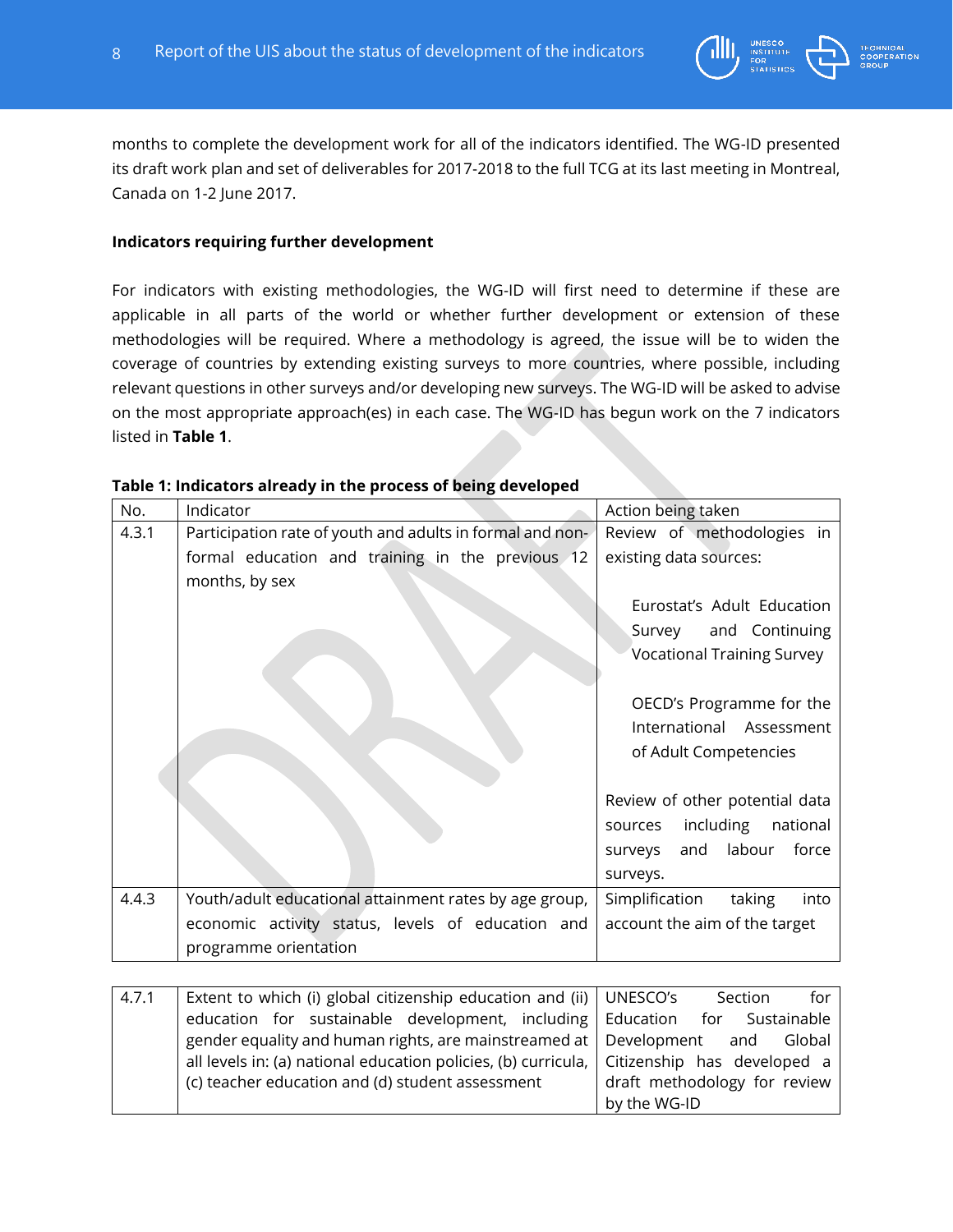months to complete the development work for all of the indicators identified. The WG-ID presented its draft work plan and set of deliverables for 2017-2018 to the full TCG at its last meeting in Montreal, Canada on 1-2 June 2017.

**Indicators requiring further development**

For indicators with existing methodologies, the WG-ID will first need to determine if these are applicable in all parts of the world or whether further development or extension of these methodologies will be required. Where a methodology is agreed, the issue will be to widen the coverage of countries by extending existing surveys to more countries, where possible, including relevant questions in other surveys and/or developing new surveys. The WG-ID will be asked to advise on the most appropriate approach(es) in each case. The WG-ID has begun work on the 7 indicators listed in **Table 1**.

**Table 1: Indicators already in the process of being developed**

| No. | Indicator | Action being taken |
|---|---|---|
| 4.3.1 | Participation rate of youth and adults in formal and non-formal education and training in the previous 12 months, by sex | Review of methodologies in existing data sources:<br><br>Eurostat's Adult Education Survey and Continuing Vocational Training Survey<br><br>OECD's Programme for the International Assessment of Adult Competencies<br><br>Review of other potential data sources including national surveys and labour force surveys. |
| 4.4.3 | Youth/adult educational attainment rates by age group, economic activity status, levels of education and programme orientation | Simplification taking into account the aim of the target |
| 4.7.1 | Extent to which (i) global citizenship education and (ii) education for sustainable development, including gender equality and human rights, are mainstreamed at all levels in: (a) national education policies, (b) curricula, (c) teacher education and (d) student assessment | UNESCO's Section for Education for Sustainable Development and Global Citizenship has developed a draft methodology for review by the WG-ID |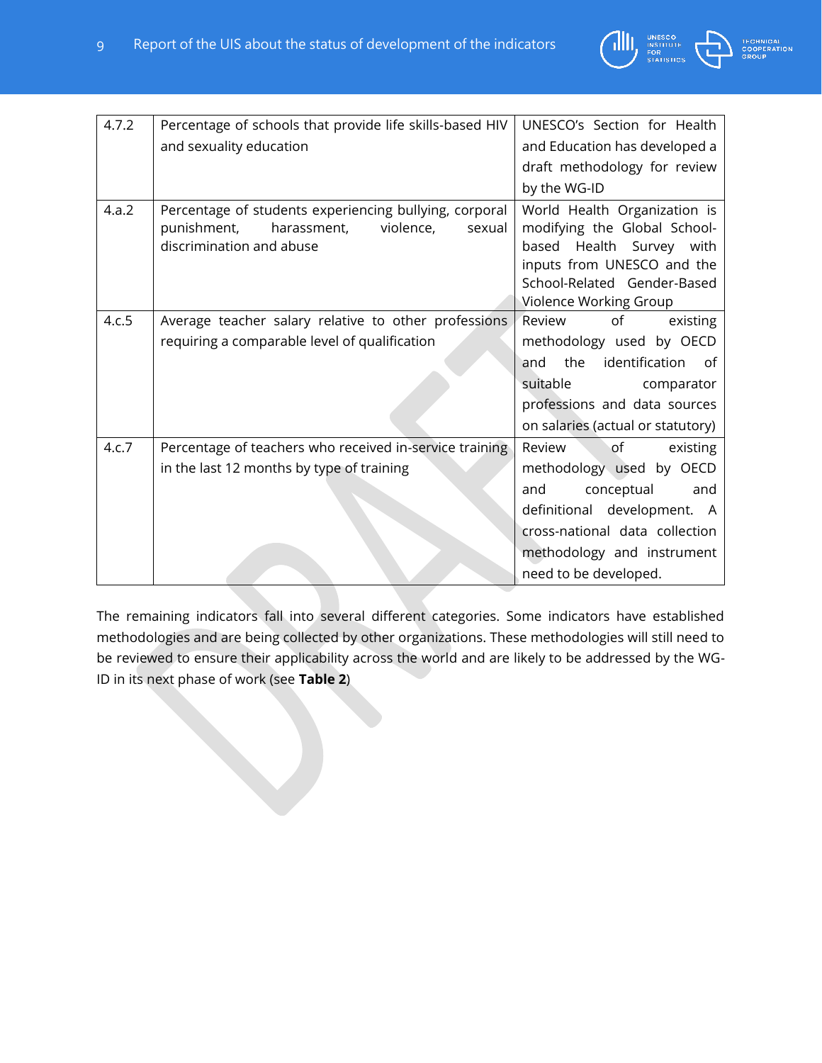| | | |
|---|---|---|
| 4.7.2 | Percentage of schools that provide life skills-based HIV and sexuality education | UNESCO's Section for Health and Education has developed a draft methodology for review by the WG-ID |
| 4.a.2 | Percentage of students experiencing bullying, corporal punishment, harassment, violence, sexual discrimination and abuse | World Health Organization is modifying the Global School-based Health Survey with inputs from UNESCO and the School-Related Gender-Based Violence Working Group |
| 4.c.5 | Average teacher salary relative to other professions requiring a comparable level of qualification | Review of existing methodology used by OECD and the identification of suitable comparator professions and data sources on salaries (actual or statutory) |
| 4.c.7 | Percentage of teachers who received in-service training in the last 12 months by type of training | Review of existing methodology used by OECD and conceptual and definitional development. A cross-national data collection methodology and instrument need to be developed. |

The remaining indicators fall into several different categories. Some indicators have established methodologies and are being collected by other organizations. These methodologies will still need to be reviewed to ensure their applicability across the world and are likely to be addressed by the WG-ID in its next phase of work (see **Table 2**)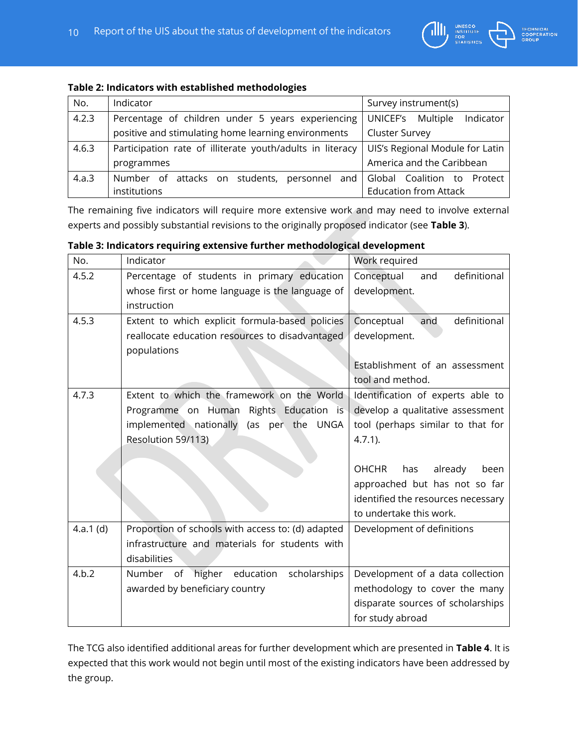**Table 2: Indicators with established methodologies**

| No. | Indicator | Survey instrument(s) |
|---|---|---|
| 4.2.3 | Percentage of children under 5 years experiencing positive and stimulating home learning environments | UNICEF's Multiple Indicator Cluster Survey |
| 4.6.3 | Participation rate of illiterate youth/adults in literacy programmes | UIS's Regional Module for Latin America and the Caribbean |
| 4.a.3 | Number of attacks on students, personnel and institutions | Global Coalition to Protect Education from Attack |

The remaining five indicators will require more extensive work and may need to involve external experts and possibly substantial revisions to the originally proposed indicator (see **Table 3**).

**Table 3: Indicators requiring extensive further methodological development**

| No. | Indicator | Work required |
|---|---|---|
| 4.5.2 | Percentage of students in primary education whose first or home language is the language of instruction | Conceptual and definitional development. |
| 4.5.3 | Extent to which explicit formula-based policies reallocate education resources to disadvantaged populations | Conceptual and definitional development.<br><br>Establishment of an assessment tool and method. |
| 4.7.3 | Extent to which the framework on the World Programme on Human Rights Education is implemented nationally (as per the UNGA Resolution 59/113) | Identification of experts able to develop a qualitative assessment tool (perhaps similar to that for 4.7.1).<br><br>OHCHR has already been approached but has not so far identified the resources necessary to undertake this work. |
| 4.a.1 (d) | Proportion of schools with access to: (d) adapted infrastructure and materials for students with disabilities | Development of definitions |
| 4.b.2 | Number of higher education scholarships awarded by beneficiary country | Development of a data collection methodology to cover the many disparate sources of scholarships for study abroad |

The TCG also identified additional areas for further development which are presented in **Table 4**. It is expected that this work would not begin until most of the existing indicators have been addressed by the group.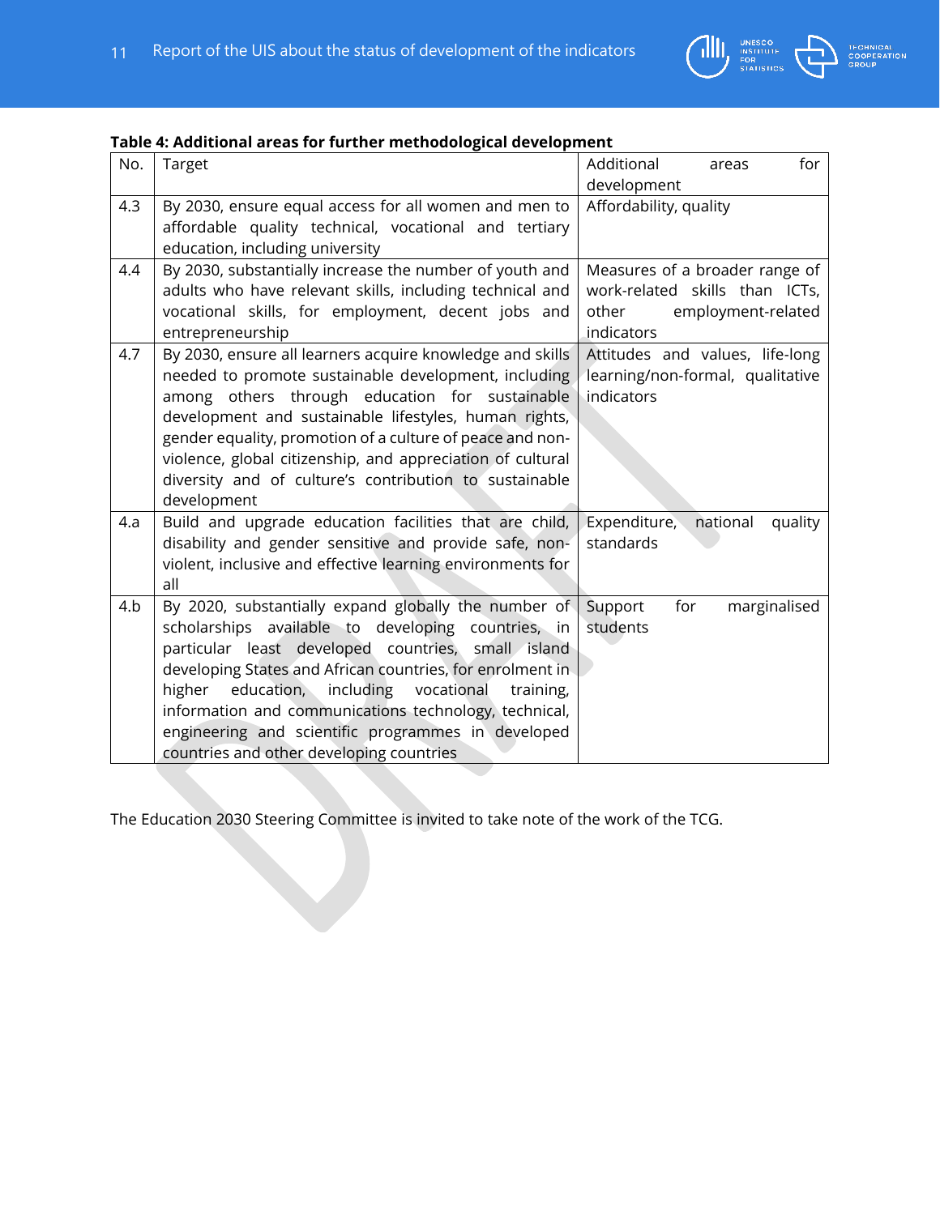**Table 4: Additional areas for further methodological development**

| No. | Target | Additional areas for development |
| --- | --- | --- |
| 4.3 | By 2030, ensure equal access for all women and men to affordable quality technical, vocational and tertiary education, including university | Affordability, quality |
| 4.4 | By 2030, substantially increase the number of youth and adults who have relevant skills, including technical and vocational skills, for employment, decent jobs and entrepreneurship | Measures of a broader range of work-related skills than ICTs, other employment-related indicators |
| 4.7 | By 2030, ensure all learners acquire knowledge and skills needed to promote sustainable development, including among others through education for sustainable development and sustainable lifestyles, human rights, gender equality, promotion of a culture of peace and non-violence, global citizenship, and appreciation of cultural diversity and of culture's contribution to sustainable development | Attitudes and values, life-long learning/non-formal, qualitative indicators |
| 4.a | Build and upgrade education facilities that are child, disability and gender sensitive and provide safe, non-violent, inclusive and effective learning environments for all | Expenditure, national quality standards |
| 4.b | By 2020, substantially expand globally the number of scholarships available to developing countries, in particular least developed countries, small island developing States and African countries, for enrolment in higher education, including vocational training, information and communications technology, technical, engineering and scientific programmes in developed countries and other developing countries | Support for marginalised students |

The Education 2030 Steering Committee is invited to take note of the work of the TCG.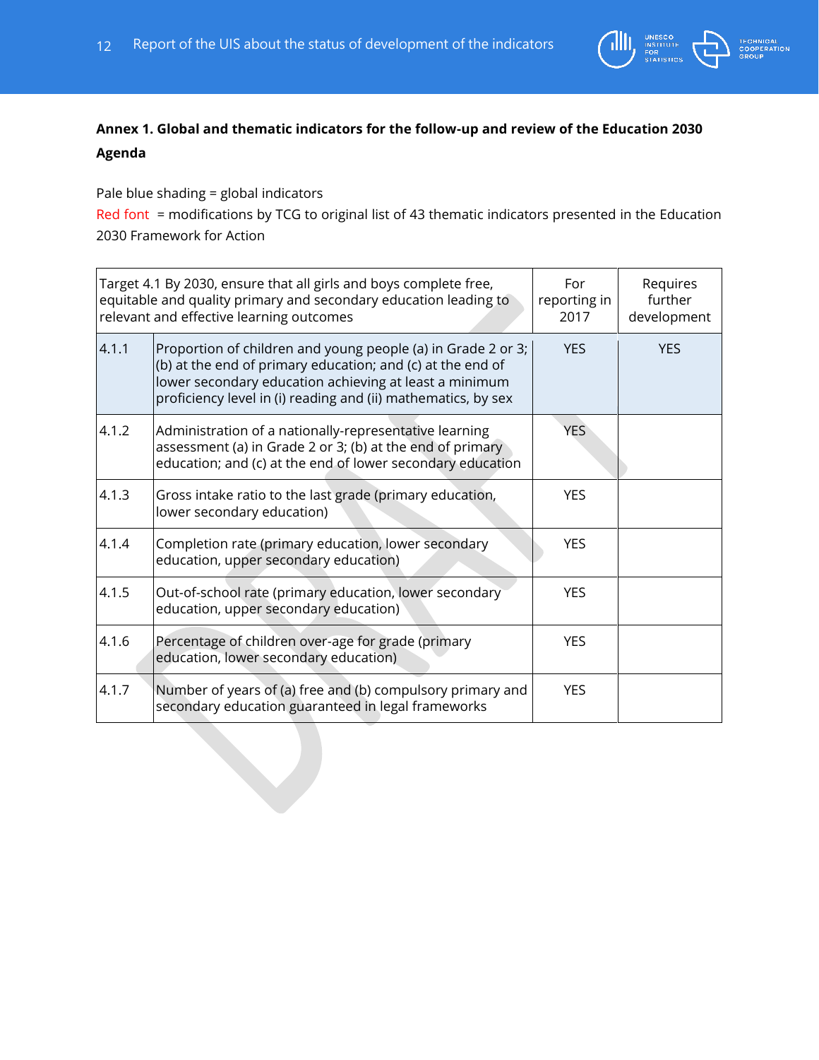**Annex 1. Global and thematic indicators for the follow-up and review of the Education 2030 Agenda**

Pale blue shading = global indicators

Red font = modifications by TCG to original list of 43 thematic indicators presented in the Education 2030 Framework for Action

| Target 4.1 By 2030, ensure that all girls and boys complete free, equitable and quality primary and secondary education leading to relevant and effective learning outcomes | | For reporting in 2017 | Requires further development |
|---|---|---|---|
| 4.1.1 | Proportion of children and young people (a) in Grade 2 or 3; (b) at the end of primary education; and (c) at the end of lower secondary education achieving at least a minimum proficiency level in (i) reading and (ii) mathematics, by sex | YES | YES |
| 4.1.2 | Administration of a nationally-representative learning assessment (a) in Grade 2 or 3; (b) at the end of primary education; and (c) at the end of lower secondary education | YES | |
| 4.1.3 | Gross intake ratio to the last grade (primary education, lower secondary education) | YES | |
| 4.1.4 | Completion rate (primary education, lower secondary education, upper secondary education) | YES | |
| 4.1.5 | Out-of-school rate (primary education, lower secondary education, upper secondary education) | YES | |
| 4.1.6 | Percentage of children over-age for grade (primary education, lower secondary education) | YES | |
| 4.1.7 | Number of years of (a) free and (b) compulsory primary and secondary education guaranteed in legal frameworks | YES | |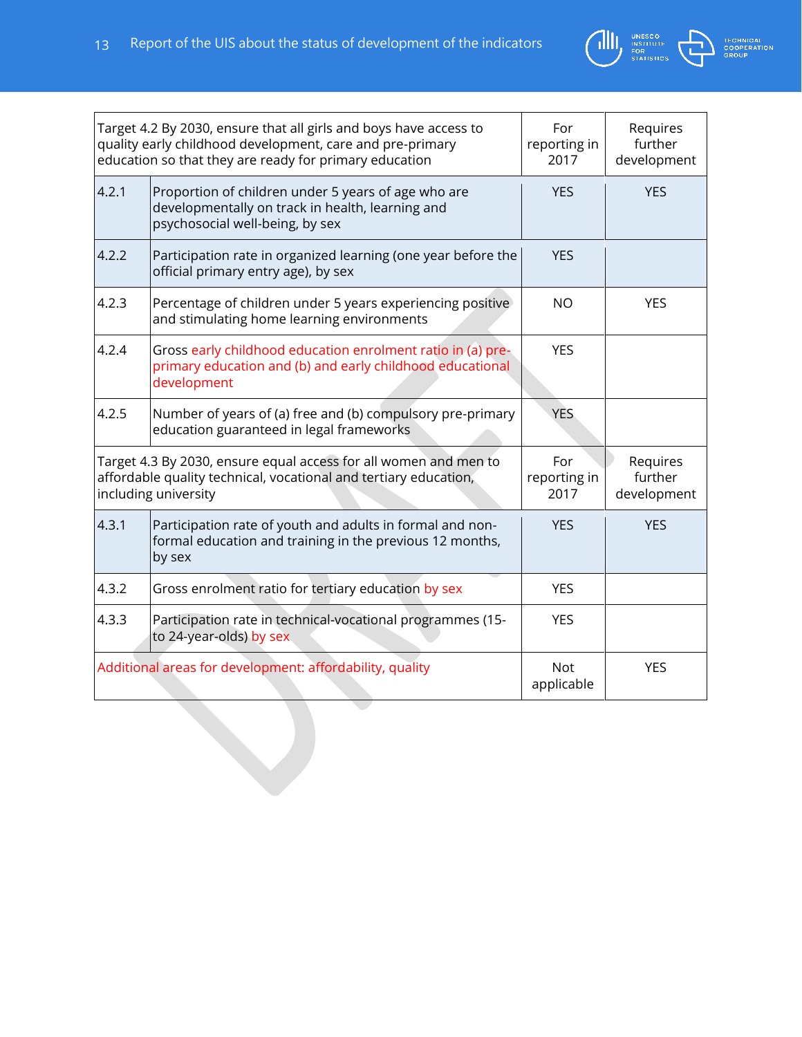| Target 4.2 By 2030, ensure that all girls and boys have access to quality early childhood development, care and pre-primary education so that they are ready for primary education | | For reporting in 2017 | Requires further development |
|---|---|---|---|
| 4.2.1 | Proportion of children under 5 years of age who are developmentally on track in health, learning and psychosocial well-being, by sex | YES | YES |
| 4.2.2 | Participation rate in organized learning (one year before the official primary entry age), by sex | YES | |
| 4.2.3 | Percentage of children under 5 years experiencing positive and stimulating home learning environments | NO | YES |
| 4.2.4 | Gross early childhood education enrolment ratio in (a) pre-primary education and (b) and early childhood educational development | YES | |
| 4.2.5 | Number of years of (a) free and (b) compulsory pre-primary education guaranteed in legal frameworks | YES | |
| Target 4.3 By 2030, ensure equal access for all women and men to affordable quality technical, vocational and tertiary education, including university | | For reporting in 2017 | Requires further development |
| 4.3.1 | Participation rate of youth and adults in formal and non-formal education and training in the previous 12 months, by sex | YES | YES |
| 4.3.2 | Gross enrolment ratio for tertiary education by sex | YES | |
| 4.3.3 | Participation rate in technical-vocational programmes (15- to 24-year-olds) by sex | YES | |
| Additional areas for development: affordability, quality | | Not applicable | YES |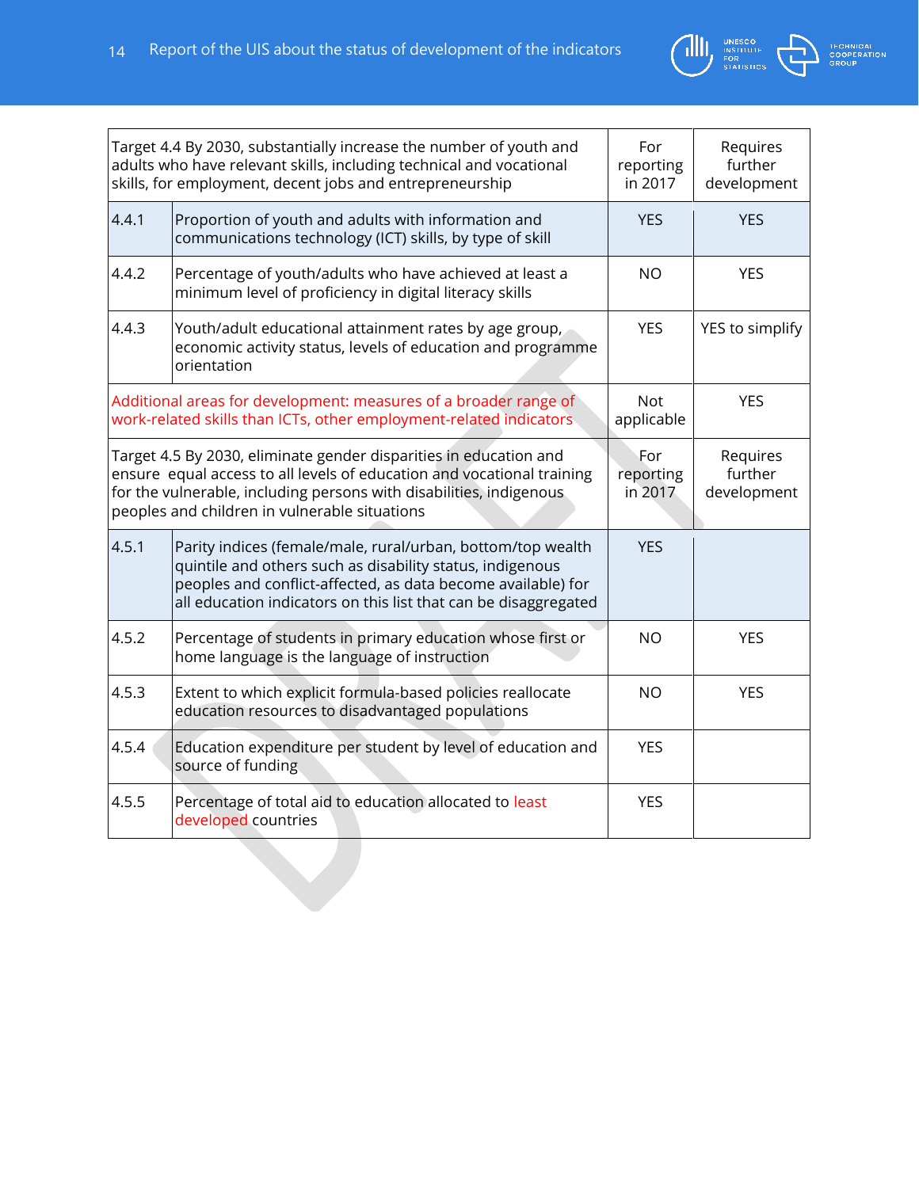| Target 4.4 By 2030, substantially increase the number of youth and adults who have relevant skills, including technical and vocational skills, for employment, decent jobs and entrepreneurship | | For reporting in 2017 | Requires further development |
|---|---|---|---|
| 4.4.1 | Proportion of youth and adults with information and communications technology (ICT) skills, by type of skill | YES | YES |
| 4.4.2 | Percentage of youth/adults who have achieved at least a minimum level of proficiency in digital literacy skills | NO | YES |
| 4.4.3 | Youth/adult educational attainment rates by age group, economic activity status, levels of education and programme orientation | YES | YES to simplify |
| Additional areas for development: measures of a broader range of work-related skills than ICTs, other employment-related indicators | | Not applicable | YES |
| Target 4.5 By 2030, eliminate gender disparities in education and ensure equal access to all levels of education and vocational training for the vulnerable, including persons with disabilities, indigenous peoples and children in vulnerable situations | | For reporting in 2017 | Requires further development |
| 4.5.1 | Parity indices (female/male, rural/urban, bottom/top wealth quintile and others such as disability status, indigenous peoples and conflict-affected, as data become available) for all education indicators on this list that can be disaggregated | YES | |
| 4.5.2 | Percentage of students in primary education whose first or home language is the language of instruction | NO | YES |
| 4.5.3 | Extent to which explicit formula-based policies reallocate education resources to disadvantaged populations | NO | YES |
| 4.5.4 | Education expenditure per student by level of education and source of funding | YES | |
| 4.5.5 | Percentage of total aid to education allocated to least developed countries | YES | |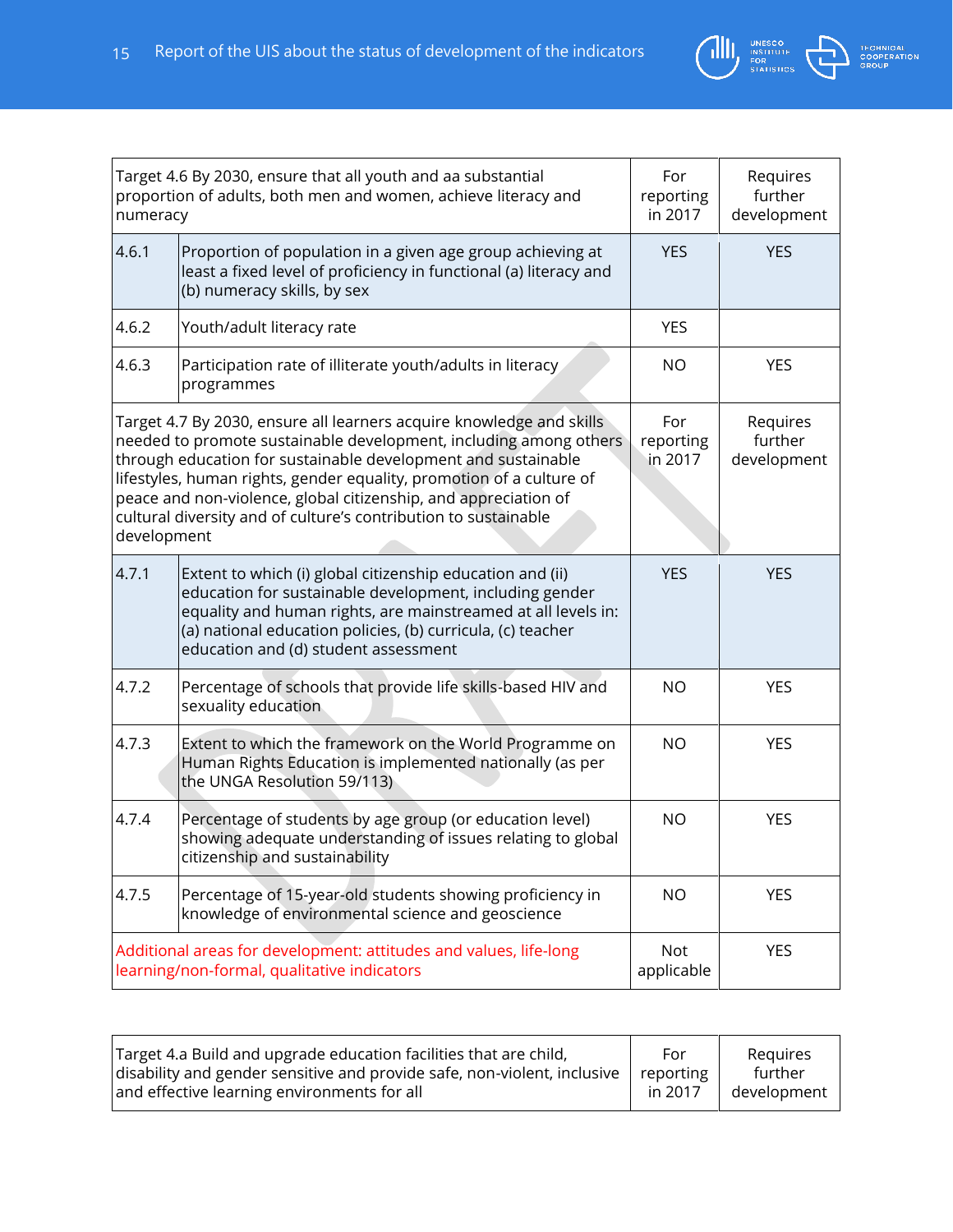| Target 4.6 By 2030, ensure that all youth and aa substantial proportion of adults, both men and women, achieve literacy and numeracy | | For reporting in 2017 | Requires further development |
|---|---|---|---|
| 4.6.1 | Proportion of population in a given age group achieving at least a fixed level of proficiency in functional (a) literacy and (b) numeracy skills, by sex | YES | YES |
| 4.6.2 | Youth/adult literacy rate | YES | |
| 4.6.3 | Participation rate of illiterate youth/adults in literacy programmes | NO | YES |

| Target 4.7 By 2030, ensure all learners acquire knowledge and skills needed to promote sustainable development, including among others through education for sustainable development and sustainable lifestyles, human rights, gender equality, promotion of a culture of peace and non-violence, global citizenship, and appreciation of cultural diversity and of culture's contribution to sustainable development | | For reporting in 2017 | Requires further development |
|---|---|---|---|
| 4.7.1 | Extent to which (i) global citizenship education and (ii) education for sustainable development, including gender equality and human rights, are mainstreamed at all levels in: (a) national education policies, (b) curricula, (c) teacher education and (d) student assessment | YES | YES |
| 4.7.2 | Percentage of schools that provide life skills-based HIV and sexuality education | NO | YES |
| 4.7.3 | Extent to which the framework on the World Programme on Human Rights Education is implemented nationally (as per the UNGA Resolution 59/113) | NO | YES |
| 4.7.4 | Percentage of students by age group (or education level) showing adequate understanding of issues relating to global citizenship and sustainability | NO | YES |
| 4.7.5 | Percentage of 15-year-old students showing proficiency in knowledge of environmental science and geoscience | NO | YES |
| Additional areas for development: attitudes and values, life-long learning/non-formal, qualitative indicators | | Not applicable | YES |

| Target 4.a Build and upgrade education facilities that are child, disability and gender sensitive and provide safe, non-violent, inclusive and effective learning environments for all | For reporting in 2017 | Requires further development |
|---|---|---|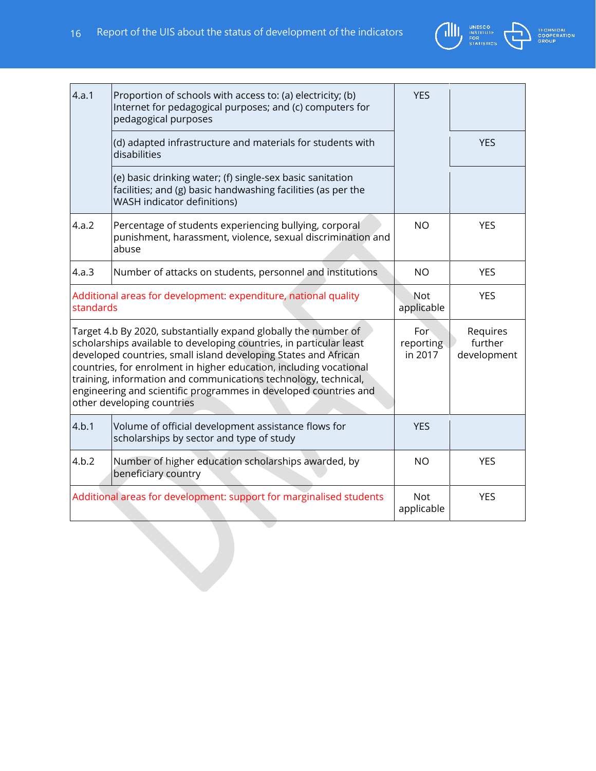| | | | |
|---|---|---|---|
| 4.a.1 | Proportion of schools with access to: (a) electricity; (b) Internet for pedagogical purposes; and (c) computers for pedagogical purposes | YES | |
| | (d) adapted infrastructure and materials for students with disabilities | | YES |
| | (e) basic drinking water; (f) single-sex basic sanitation facilities; and (g) basic handwashing facilities (as per the WASH indicator definitions) | | |
| 4.a.2 | Percentage of students experiencing bullying, corporal punishment, harassment, violence, sexual discrimination and abuse | NO | YES |
| 4.a.3 | Number of attacks on students, personnel and institutions | NO | YES |
| Additional areas for development: expenditure, national quality standards | | Not applicable | YES |
| Target 4.b By 2020, substantially expand globally the number of scholarships available to developing countries, in particular least developed countries, small island developing States and African countries, for enrolment in higher education, including vocational training, information and communications technology, technical, engineering and scientific programmes in developed countries and other developing countries | | For reporting in 2017 | Requires further development |
| 4.b.1 | Volume of official development assistance flows for scholarships by sector and type of study | YES | |
| 4.b.2 | Number of higher education scholarships awarded, by beneficiary country | NO | YES |
| Additional areas for development: support for marginalised students | | Not applicable | YES |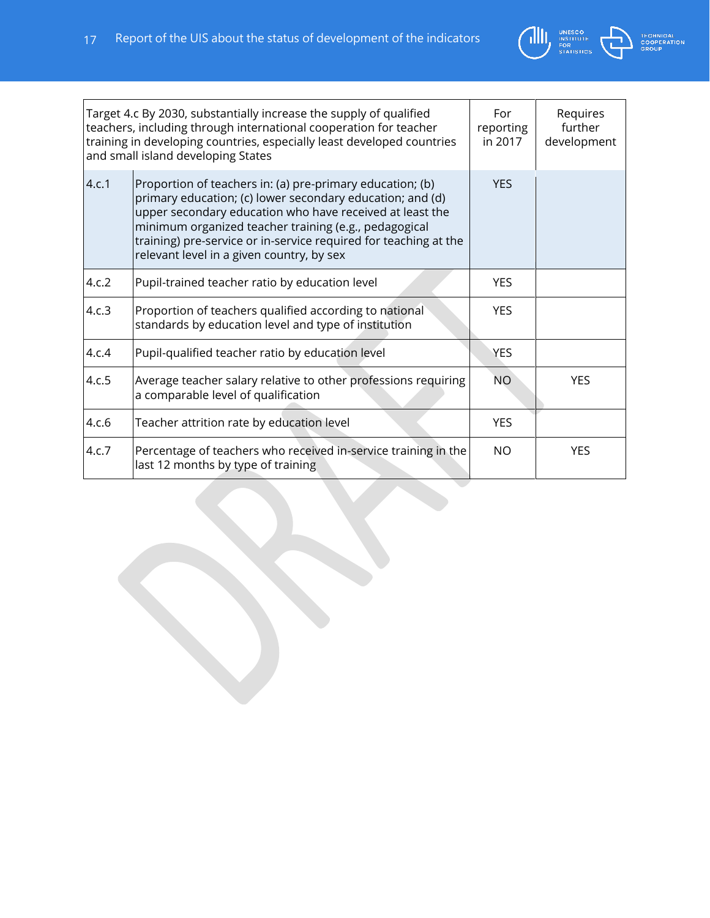| Target 4.c By 2030, substantially increase the supply of qualified teachers, including through international cooperation for teacher training in developing countries, especially least developed countries and small island developing States | | For reporting in 2017 | Requires further development |
|---|---|---|---|
| 4.c.1 | Proportion of teachers in: (a) pre-primary education; (b) primary education; (c) lower secondary education; and (d) upper secondary education who have received at least the minimum organized teacher training (e.g., pedagogical training) pre-service or in-service required for teaching at the relevant level in a given country, by sex | YES | |
| 4.c.2 | Pupil-trained teacher ratio by education level | YES | |
| 4.c.3 | Proportion of teachers qualified according to national standards by education level and type of institution | YES | |
| 4.c.4 | Pupil-qualified teacher ratio by education level | YES | |
| 4.c.5 | Average teacher salary relative to other professions requiring a comparable level of qualification | NO | YES |
| 4.c.6 | Teacher attrition rate by education level | YES | |
| 4.c.7 | Percentage of teachers who received in-service training in the last 12 months by type of training | NO | YES |